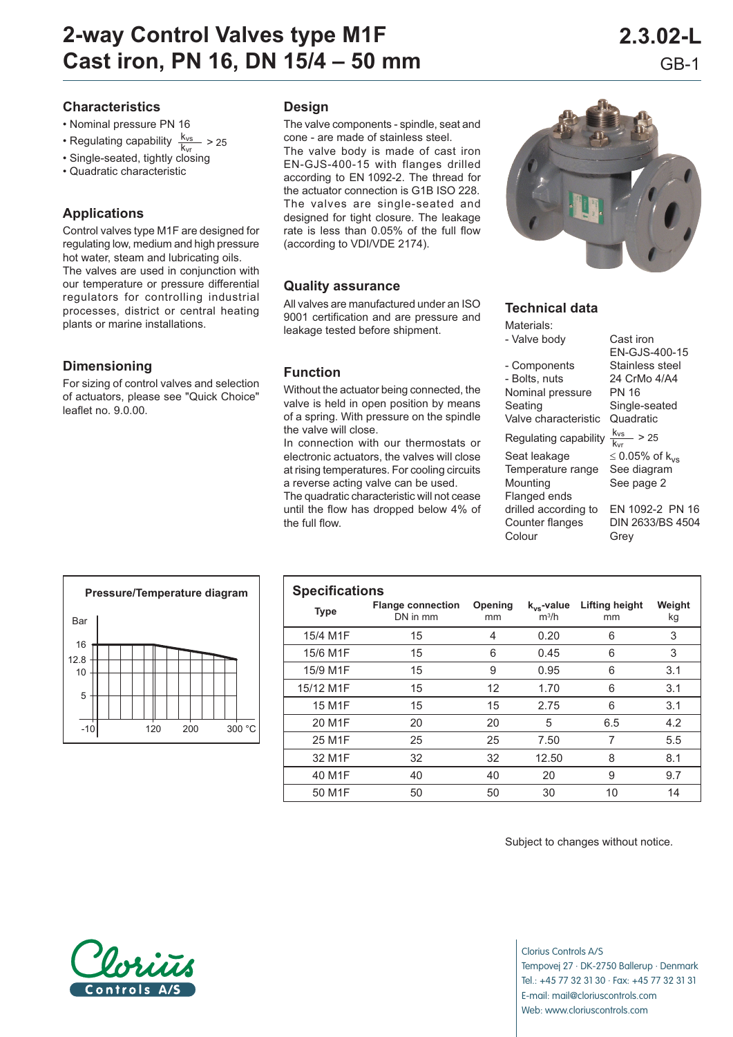# 2-way Control Valves type M1F
# Cast iron, PN 16, DN 15/4 – 50 mm

2.3.02-L
GB-1

## Characteristics

- Nominal pressure PN 16
- Regulating capability $\frac{k_{vs}}{k_{vr}} > 25$
- Single-seated, tightly closing
- Quadratic characteristic

## Applications

Control valves type M1F are designed for regulating low, medium and high pressure hot water, steam and lubricating oils. The valves are used in conjunction with our temperature or pressure differential regulators for controlling industrial processes, district or central heating plants or marine installations.

## Dimensioning

For sizing of control valves and selection of actuators, please see "Quick Choice" leaflet no. 9.0.00.

## Design

The valve components - spindle, seat and cone - are made of stainless steel.
The valve body is made of cast iron EN-GJS-400-15 with flanges drilled according to EN 1092-2. The thread for the actuator connection is G1B ISO 228. The valves are single-seated and designed for tight closure. The leakage rate is less than 0.05% of the full flow (according to VDI/VDE 2174).

## Quality assurance

All valves are manufactured under an ISO 9001 certification and are pressure and leakage tested before shipment.

## Function

Without the actuator being connected, the valve is held in open position by means of a spring. With pressure on the spindle the valve will close.
In connection with our thermostats or electronic actuators, the valves will close at rising temperatures. For cooling circuits a reverse acting valve can be used.
The quadratic characteristic will not cease until the flow has dropped below 4% of the full flow.

## Technical data

| | |
|---|---|
| Materials: | |
| - Valve body | Cast iron EN-GJS-400-15 |
| - Components | Stainless steel |
| - Bolts, nuts | 24 CrMo 4/A4 |
| Nominal pressure | PN 16 |
| Seating | Single-seated |
| Valve characteristic | Quadratic |
| Regulating capability | $\frac{k_{vs}}{k_{vr}} > 25$ |
| Seat leakage | $\leq$ 0.05% of $k_{vs}$ |
| Temperature range | See diagram |
| Mounting | See page 2 |
| Flanged ends drilled according to | EN 1092-2 PN 16 |
| Counter flanges | DIN 2633/BS 4504 |
| Colour | Grey |

### Pressure/Temperature diagram

(Bar axis: 5, 10, 12.8, 16; temperature axis: -10, 120, 200, 300 °C)

## Specifications

| Type | Flange connection DN in mm | Opening mm | $k_{vs}$-value $m^3/h$ | Lifting height mm | Weight kg |
|---|---|---|---|---|---|
| 15/4 M1F | 15 | 4 | 0.20 | 6 | 3 |
| 15/6 M1F | 15 | 6 | 0.45 | 6 | 3 |
| 15/9 M1F | 15 | 9 | 0.95 | 6 | 3.1 |
| 15/12 M1F | 15 | 12 | 1.70 | 6 | 3.1 |
| 15 M1F | 15 | 15 | 2.75 | 6 | 3.1 |
| 20 M1F | 20 | 20 | 5 | 6.5 | 4.2 |
| 25 M1F | 25 | 25 | 7.50 | 7 | 5.5 |
| 32 M1F | 32 | 32 | 12.50 | 8 | 8.1 |
| 40 M1F | 40 | 40 | 20 | 9 | 9.7 |
| 50 M1F | 50 | 50 | 30 | 10 | 14 |

Subject to changes without notice.

Clorius Controls A/S
Tempovej 27 · DK-2750 Ballerup · Denmark
Tel.: +45 77 32 31 30 · Fax: +45 77 32 31 31
E-mail: mail@cloriuscontrols.com
Web: www.cloriuscontrols.com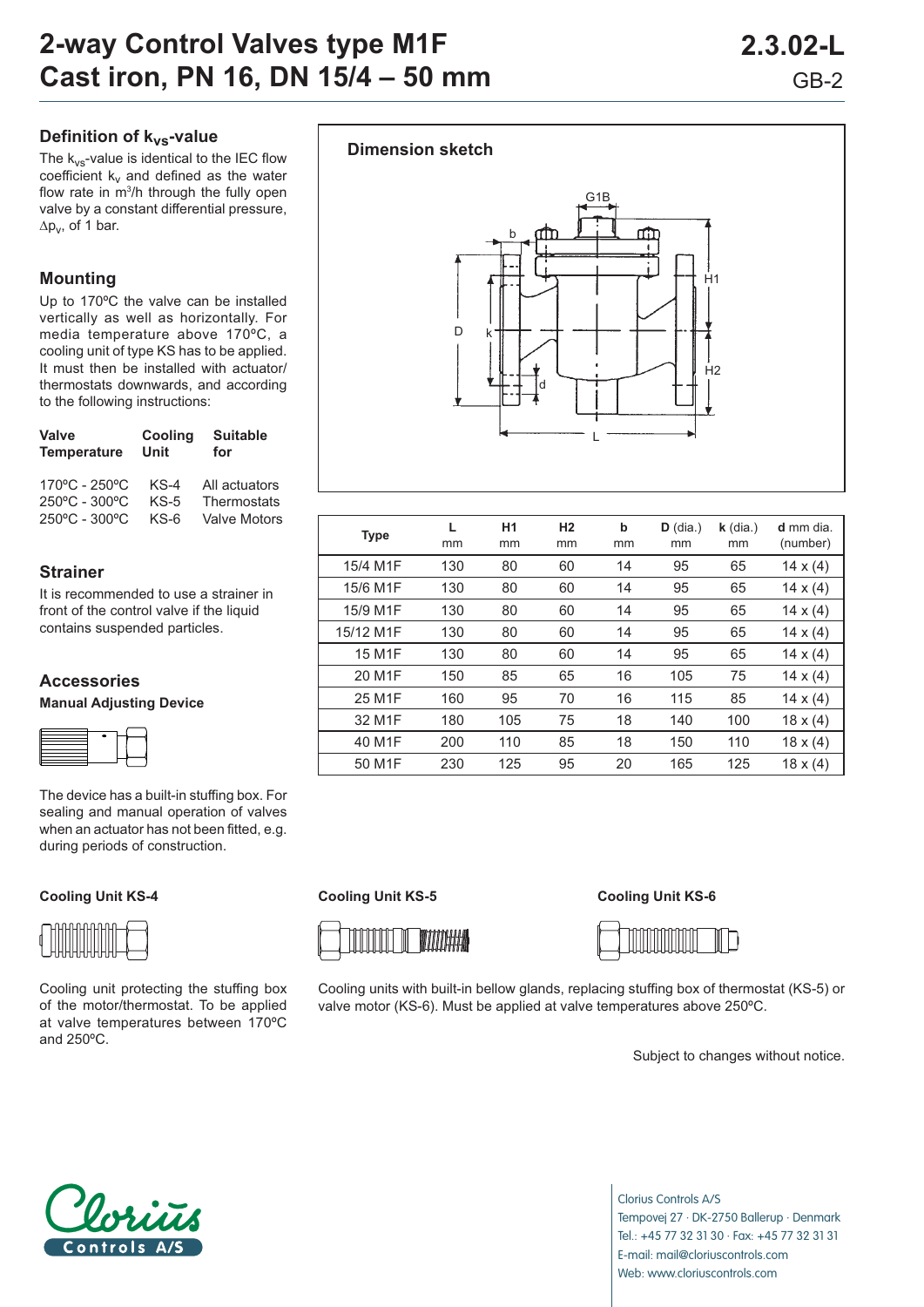# 2-way Control Valves type M1F
# Cast iron, PN 16, DN 15/4 – 50 mm

2.3.02-L
GB-2

## Definition of $k_{vs}$-value

The $k_{vs}$-value is identical to the IEC flow coefficient $k_v$ and defined as the water flow rate in $m^3/h$ through the fully open valve by a constant differential pressure, $\Delta p_v$, of 1 bar.

## Mounting

Up to 170ºC the valve can be installed vertically as well as horizontally. For media temperature above 170ºC, a cooling unit of type KS has to be applied. It must then be installed with actuator/thermostats downwards, and according to the following instructions:

| Valve Temperature | Cooling Unit | Suitable for |
|---|---|---|
| 170ºC - 250ºC | KS-4 | All actuators |
| 250ºC - 300ºC | KS-5 | Thermostats |
| 250ºC - 300ºC | KS-6 | Valve Motors |

## Strainer

It is recommended to use a strainer in front of the control valve if the liquid contains suspended particles.

## Accessories

### Manual Adjusting Device

The device has a built-in stuffing box. For sealing and manual operation of valves when an actuator has not been fitted, e.g. during periods of construction.

### Dimension sketch

G1B
b
H1
D
k
d
H2
L

| Type | L mm | H1 mm | H2 mm | b mm | D (dia.) mm | k (dia.) mm | d mm dia. (number) |
|---|---|---|---|---|---|---|---|
| 15/4 M1F | 130 | 80 | 60 | 14 | 95 | 65 | 14 x (4) |
| 15/6 M1F | 130 | 80 | 60 | 14 | 95 | 65 | 14 x (4) |
| 15/9 M1F | 130 | 80 | 60 | 14 | 95 | 65 | 14 x (4) |
| 15/12 M1F | 130 | 80 | 60 | 14 | 95 | 65 | 14 x (4) |
| 15 M1F | 130 | 80 | 60 | 14 | 95 | 65 | 14 x (4) |
| 20 M1F | 150 | 85 | 65 | 16 | 105 | 75 | 14 x (4) |
| 25 M1F | 160 | 95 | 70 | 16 | 115 | 85 | 14 x (4) |
| 32 M1F | 180 | 105 | 75 | 18 | 140 | 100 | 18 x (4) |
| 40 M1F | 200 | 110 | 85 | 18 | 150 | 110 | 18 x (4) |
| 50 M1F | 230 | 125 | 95 | 20 | 165 | 125 | 18 x (4) |

### Cooling Unit KS-4

Cooling unit protecting the stuffing box of the motor/thermostat. To be applied at valve temperatures between 170ºC and 250ºC.

### Cooling Unit KS-5

### Cooling Unit KS-6

Cooling units with built-in bellow glands, replacing stuffing box of thermostat (KS-5) or valve motor (KS-6). Must be applied at valve temperatures above 250ºC.

Subject to changes without notice.

Clorius Controls A/S

Clorius Controls A/S
Tempovej 27 · DK-2750 Ballerup · Denmark
Tel.: +45 77 32 31 30 · Fax: +45 77 32 31 31
E-mail: mail@cloriuscontrols.com
Web: www.cloriuscontrols.com